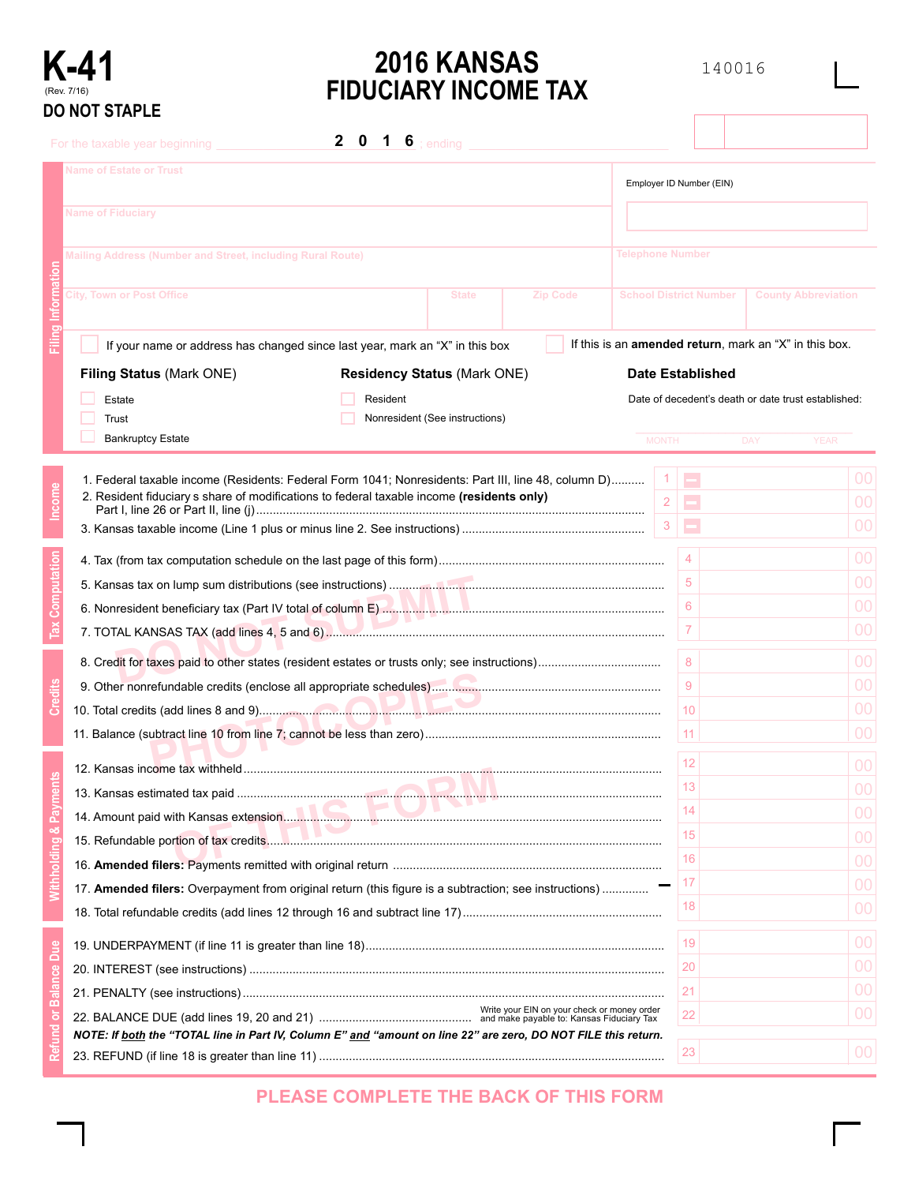# K-41

(Rev. 7/16)

**DO NOT STAPLE**

# 2016 KANSAS FIDUCIARY INCOME TAX

140016

For the taxable year beginning ______ 2 0 1 6 ; ending ______

## Filing Information

Name of Estate or Trust

Employer ID Number (EIN)

Name of Fiduciary

Mailing Address (Number and Street, including Rural Route)

Telephone Number

City, Town or Post Office | State | Zip Code | School District Number | County Abbreviation

☐ If your name or address has changed since last year, mark an "X" in this box

☐ If this is an **amended return**, mark an "X" in this box.

**Filing Status** (Mark ONE)

- ☐ Estate
- ☐ Trust
- ☐ Bankruptcy Estate

**Residency Status** (Mark ONE)

- ☐ Resident
- ☐ Nonresident (See instructions)

**Date Established**

Date of decedent's death or date trust established:

MONTH DAY YEAR

## Income

1. Federal taxable income (Residents: Federal Form 1041; Nonresidents: Part III, line 48, column D).......... 1 00
2. Resident fiduciary s share of modifications to federal taxable income **(residents only)** Part I, line 26 or Part II, line (j)........ 2 00
3. Kansas taxable income (Line 1 plus or minus line 2. See instructions)........ 3 00

## Tax Computation

4. Tax (from tax computation schedule on the last page of this form)........ 4 00
5. Kansas tax on lump sum distributions (see instructions)........ 5 00
6. Nonresident beneficiary tax (Part IV total of column E)........ 6 00
7. TOTAL KANSAS TAX (add lines 4, 5 and 6)........ 7 00

## Credits

8. Credit for taxes paid to other states (resident estates or trusts only; see instructions)........ 8 00
9. Other nonrefundable credits (enclose all appropriate schedules)........ 9 00
10. Total credits (add lines 8 and 9)........ 10 00
11. Balance (subtract line 10 from line 7; cannot be less than zero)........ 11 00

## Withholding & Payments

12. Kansas income tax withheld........ 12 00
13. Kansas estimated tax paid........ 13 00
14. Amount paid with Kansas extension........ 14 00
15. Refundable portion of tax credits........ 15 00
16. **Amended filers:** Payments remitted with original return........ 16 00
17. **Amended filers:** Overpayment from original return (this figure is a subtraction; see instructions)........ – 17 00
18. Total refundable credits (add lines 12 through 16 and subtract line 17)........ 18 00

## Refund or Balance Due

19. UNDERPAYMENT (if line 11 is greater than line 18)........ 19 00
20. INTEREST (see instructions)........ 20 00
21. PENALTY (see instructions)........ 21 00
22. BALANCE DUE (add lines 19, 20 and 21)........ Write your EIN on your check or money order and make payable to: Kansas Fiduciary Tax 22 00

***NOTE: If both the "TOTAL line in Part IV, Column E" and "amount on line 22" are zero, DO NOT FILE this return.***

23. REFUND (if line 18 is greater than line 11)........ 23 00

DO NOT SUBMIT PHOTOCOPIES OF THIS FORM

**PLEASE COMPLETE THE BACK OF THIS FORM**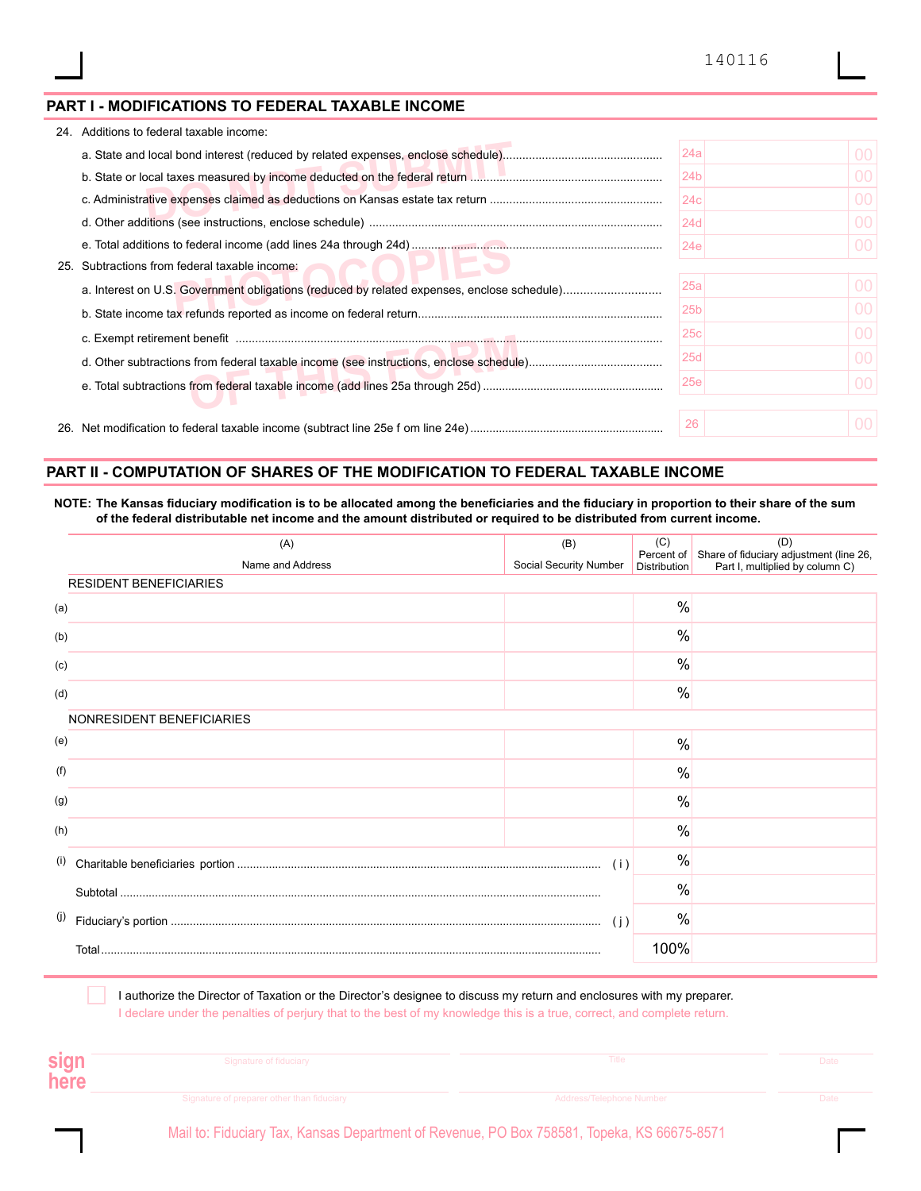140116

## PART I - MODIFICATIONS TO FEDERAL TAXABLE INCOME

DO NOT SUBMIT PHOTOCOPIES OF THIS FORM

24. Additions to federal taxable income:

| | | |
|---|---|---|
| a. State and local bond interest (reduced by related expenses, enclose schedule) | 24a | 00 |
| b. State or local taxes measured by income deducted on the federal return | 24b | 00 |
| c. Administrative expenses claimed as deductions on Kansas estate tax return | 24c | 00 |
| d. Other additions (see instructions, enclose schedule) | 24d | 00 |
| e. Total additions to federal income (add lines 24a through 24d) | 24e | 00 |

25. Subtractions from federal taxable income:

| | | |
|---|---|---|
| a. Interest on U.S. Government obligations (reduced by related expenses, enclose schedule) | 25a | 00 |
| b. State income tax refunds reported as income on federal return | 25b | 00 |
| c. Exempt retirement benefit | 25c | 00 |
| d. Other subtractions from federal taxable income (see instructions, enclose schedule) | 25d | 00 |
| e. Total subtractions from federal taxable income (add lines 25a through 25d) | 25e | 00 |

| | | |
|---|---|---|
| 26. Net modification to federal taxable income (subtract line 25e f om line 24e) | 26 | 00 |

## PART II - COMPUTATION OF SHARES OF THE MODIFICATION TO FEDERAL TAXABLE INCOME

**NOTE: The Kansas fiduciary modification is to be allocated among the beneficiaries and the fiduciary in proportion to their share of the sum of the federal distributable net income and the amount distributed or required to be distributed from current income.**

| | (A) Name and Address | (B) Social Security Number | (C) Percent of Distribution | (D) Share of fiduciary adjustment (line 26, Part I, multiplied by column C) |
|---|---|---|---|---|
| | RESIDENT BENEFICIARIES | | | |
| (a) | | | % | |
| (b) | | | % | |
| (c) | | | % | |
| (d) | | | % | |
| | NONRESIDENT BENEFICIARIES | | | |
| (e) | | | % | |
| (f) | | | % | |
| (g) | | | % | |
| (h) | | | % | |
| (i) | Charitable beneficiaries portion | ( i ) | % | |
| | Subtotal | | % | |
| (j) | Fiduciary's portion | ( j ) | % | |
| | Total | | 100% | |

☐ I authorize the Director of Taxation or the Director's designee to discuss my return and enclosures with my preparer.

I declare under the penalties of perjury that to the best of my knowledge this is a true, correct, and complete return.

**sign here**

| | | |
|---|---|---|
| Signature of fiduciary | Title | Date |
| Signature of preparer other than fiduciary | Address/Telephone Number | Date |

Mail to: Fiduciary Tax, Kansas Department of Revenue, PO Box 758581, Topeka, KS 66675-8571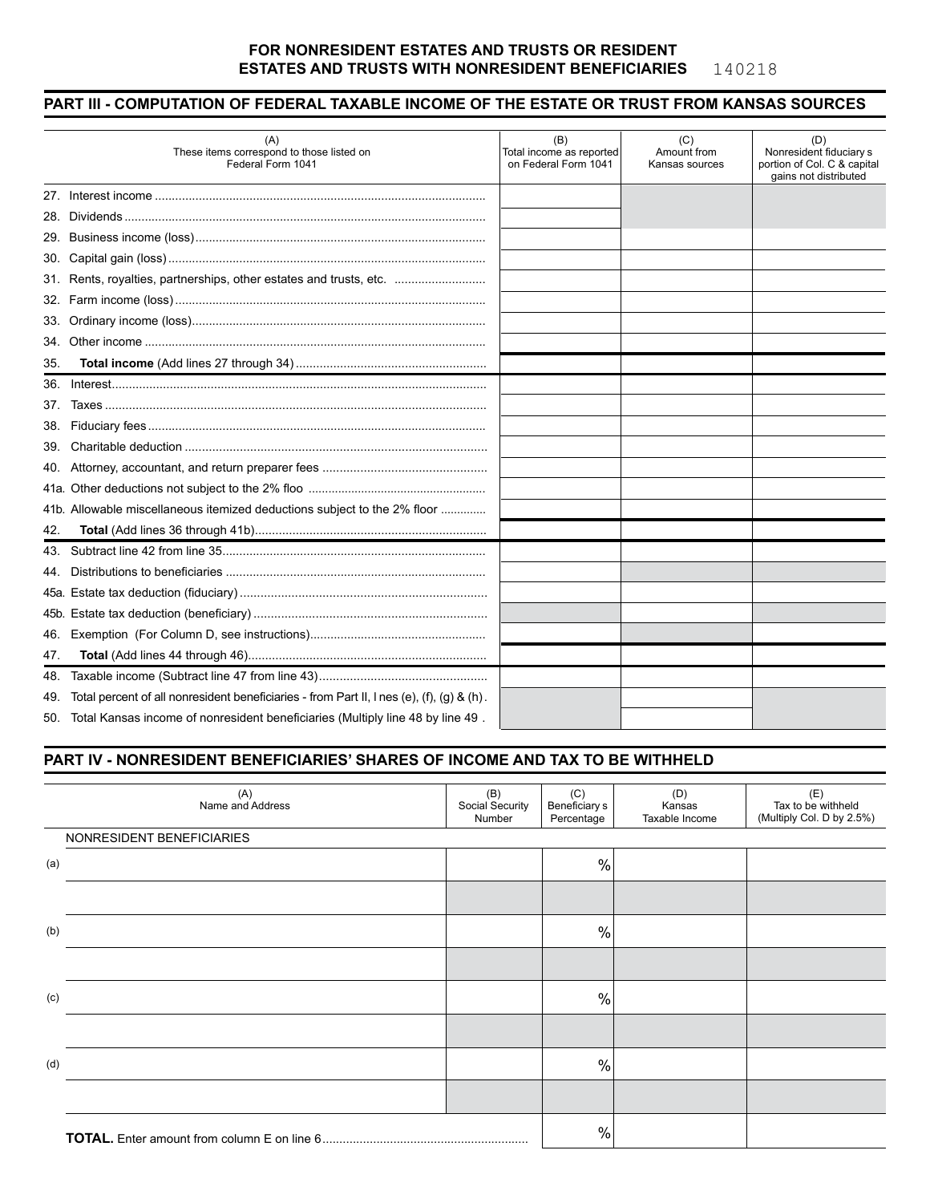**FOR NONRESIDENT ESTATES AND TRUSTS OR RESIDENT ESTATES AND TRUSTS WITH NONRESIDENT BENEFICIARIES** 140218

## PART III - COMPUTATION OF FEDERAL TAXABLE INCOME OF THE ESTATE OR TRUST FROM KANSAS SOURCES

| (A) These items correspond to those listed on Federal Form 1041 | (B) Total income as reported on Federal Form 1041 | (C) Amount from Kansas sources | (D) Nonresident fiduciary s portion of Col. C & capital gains not distributed |
|---|---|---|---|
| 27. Interest income | | | |
| 28. Dividends | | | |
| 29. Business income (loss) | | | |
| 30. Capital gain (loss) | | | |
| 31. Rents, royalties, partnerships, other estates and trusts, etc. | | | |
| 32. Farm income (loss) | | | |
| 33. Ordinary income (loss) | | | |
| 34. Other income | | | |
| 35. **Total income** (Add lines 27 through 34) | | | |
| 36. Interest | | | |
| 37. Taxes | | | |
| 38. Fiduciary fees | | | |
| 39. Charitable deduction | | | |
| 40. Attorney, accountant, and return preparer fees | | | |
| 41a. Other deductions not subject to the 2% floo | | | |
| 41b. Allowable miscellaneous itemized deductions subject to the 2% floor | | | |
| 42. **Total** (Add lines 36 through 41b) | | | |
| 43. Subtract line 42 from line 35 | | | |
| 44. Distributions to beneficiaries | | | |
| 45a. Estate tax deduction (fiduciary) | | | |
| 45b. Estate tax deduction (beneficiary) | | | |
| 46. Exemption (For Column D, see instructions) | | | |
| 47. **Total** (Add lines 44 through 46) | | | |
| 48. Taxable income (Subtract line 47 from line 43) | | | |
| 49. Total percent of all nonresident beneficiaries - from Part II, l nes (e), (f), (g) & (h). | | | |
| 50. Total Kansas income of nonresident beneficiaries (Multiply line 48 by line 49 . | | | |

## PART IV - NONRESIDENT BENEFICIARIES' SHARES OF INCOME AND TAX TO BE WITHHELD

| | (A) Name and Address | (B) Social Security Number | (C) Beneficiary s Percentage | (D) Kansas Taxable Income | (E) Tax to be withheld (Multiply Col. D by 2.5%) |
|---|---|---|---|---|---|
| | NONRESIDENT BENEFICIARIES | | | | |
| (a) | | | % | | |
| | | | | | |
| (b) | | | % | | |
| | | | | | |
| (c) | | | % | | |
| | | | | | |
| (d) | | | % | | |
| | | | | | |
| | **TOTAL.** Enter amount from column E on line 6 | | % | | |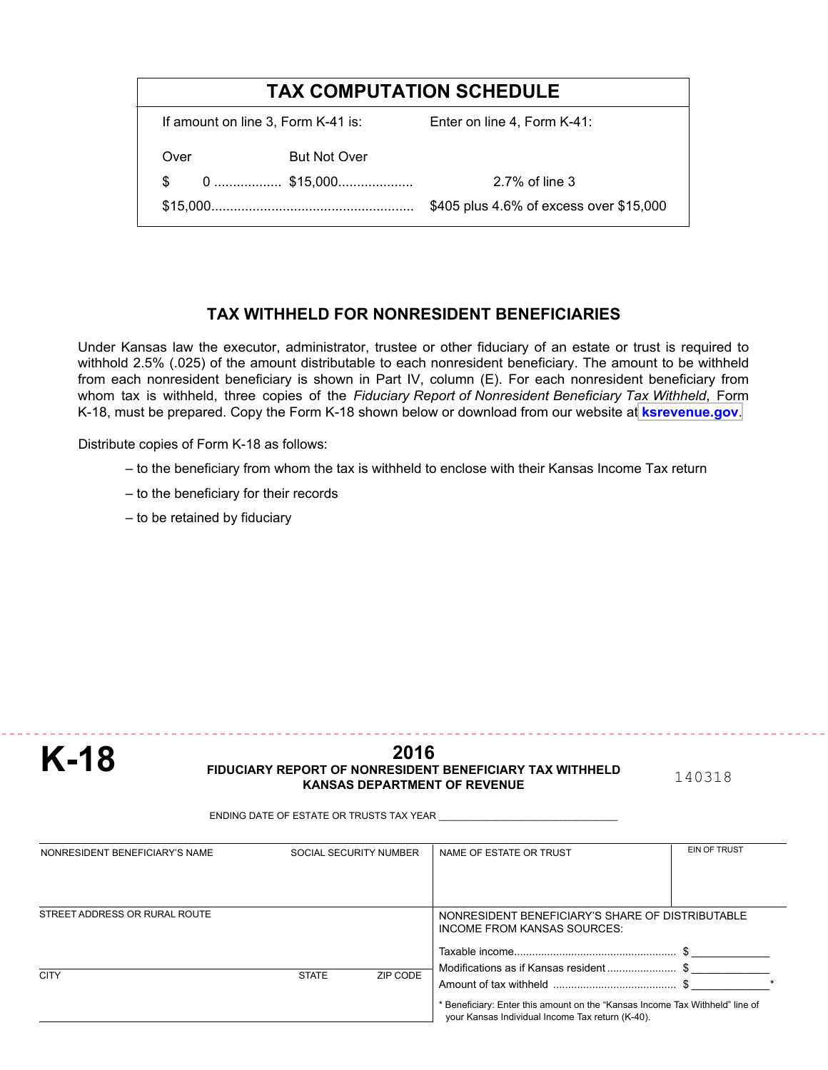## TAX COMPUTATION SCHEDULE

| If amount on line 3, Form K-41 is: | | Enter on line 4, Form K-41: |
|---|---|---|
| Over | But Not Over | |
| $ 0 | $15,000 | 2.7% of line 3 |
| $15,000 | | $405 plus 4.6% of excess over $15,000 |

## TAX WITHHELD FOR NONRESIDENT BENEFICIARIES

Under Kansas law the executor, administrator, trustee or other fiduciary of an estate or trust is required to withhold 2.5% (.025) of the amount distributable to each nonresident beneficiary. The amount to be withheld from each nonresident beneficiary is shown in Part IV, column (E). For each nonresident beneficiary from whom tax is withheld, three copies of the *Fiduciary Report of Nonresident Beneficiary Tax Withheld*, Form K-18, must be prepared. Copy the Form K-18 shown below or download from our website at **ksrevenue.gov**.

Distribute copies of Form K-18 as follows:

– to the beneficiary from whom the tax is withheld to enclose with their Kansas Income Tax return

– to the beneficiary for their records

– to be retained by fiduciary

---

# K-18

**2016**
**FIDUCIARY REPORT OF NONRESIDENT BENEFICIARY TAX WITHHELD**
**KANSAS DEPARTMENT OF REVENUE**

140318

ENDING DATE OF ESTATE OR TRUSTS TAX YEAR ______________________________

| NONRESIDENT BENEFICIARY'S NAME | SOCIAL SECURITY NUMBER | | NAME OF ESTATE OR TRUST | EIN OF TRUST |
|---|---|---|---|---|
| STREET ADDRESS OR RURAL ROUTE | | | NONRESIDENT BENEFICIARY'S SHARE OF DISTRIBUTABLE INCOME FROM KANSAS SOURCES: | |
| | | | Taxable income $ _____________ | |
| CITY | STATE | ZIP CODE | Modifications as if Kansas resident $ _____________ | |
| | | | Amount of tax withheld $ _____________* | |

\* Beneficiary: Enter this amount on the "Kansas Income Tax Withheld" line of your Kansas Individual Income Tax return (K-40).